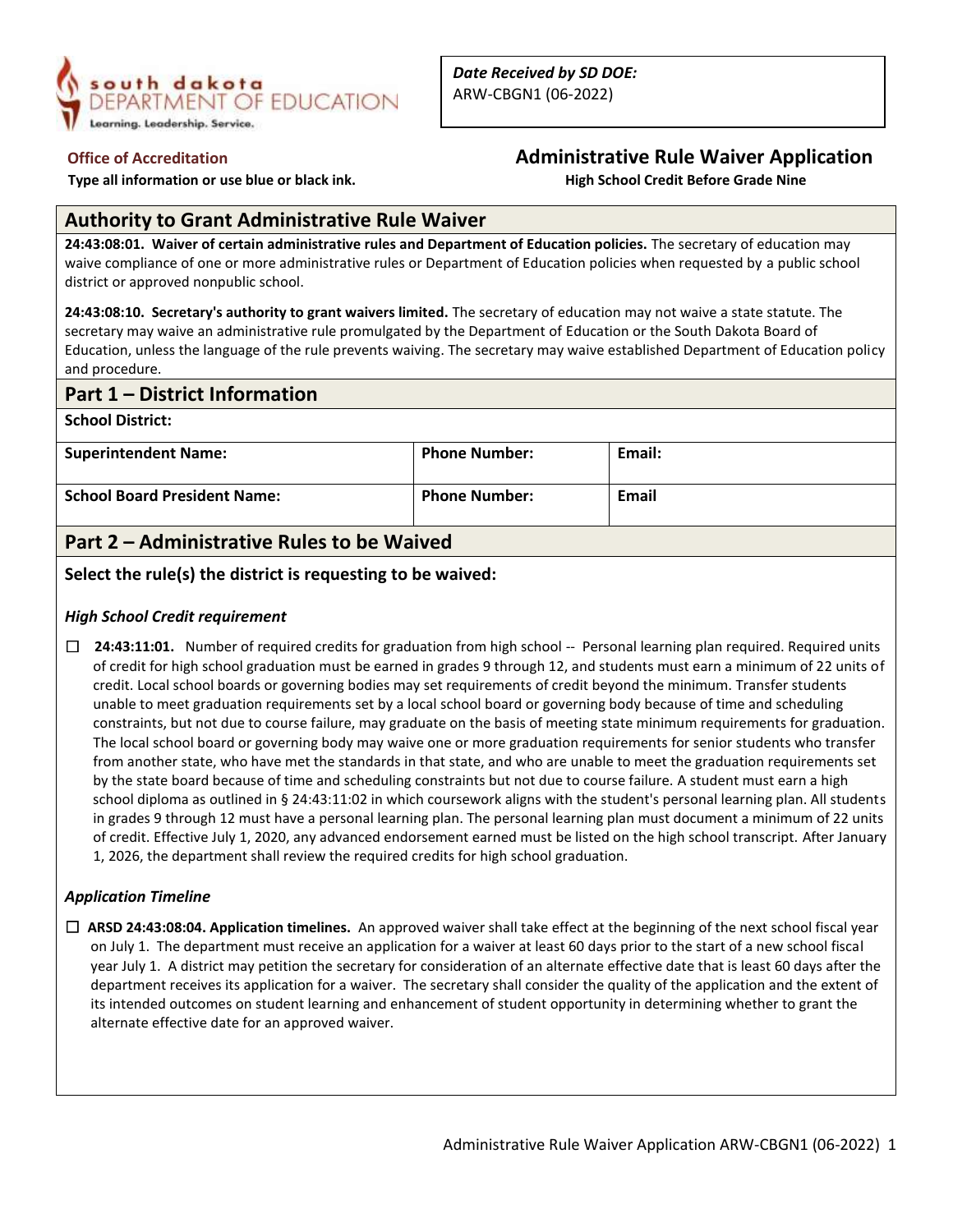south dakota DEPARTMENT OF EDUCATION
Learning. Leadership. Service.

| *Date Received by SD DOE:* |
|---|
| ARW-CBGN1 (06-2022) |

**Office of Accreditation**

**Type all information or use blue or black ink.**

# Administrative Rule Waiver Application

**High School Credit Before Grade Nine**

## Authority to Grant Administrative Rule Waiver

**24:43:08:01. Waiver of certain administrative rules and Department of Education policies.** The secretary of education may waive compliance of one or more administrative rules or Department of Education policies when requested by a public school district or approved nonpublic school.

**24:43:08:10. Secretary's authority to grant waivers limited.** The secretary of education may not waive a state statute. The secretary may waive an administrative rule promulgated by the Department of Education or the South Dakota Board of Education, unless the language of the rule prevents waiving. The secretary may waive established Department of Education policy and procedure.

## Part 1 – District Information

**School District:**

| **Superintendent Name:** | **Phone Number:** | **Email:** |
|---|---|---|
| **School Board President Name:** | **Phone Number:** | **Email** |

## Part 2 – Administrative Rules to be Waived

**Select the rule(s) the district is requesting to be waived:**

***High School Credit requirement***

☐ **24:43:11:01.** Number of required credits for graduation from high school -- Personal learning plan required. Required units of credit for high school graduation must be earned in grades 9 through 12, and students must earn a minimum of 22 units of credit. Local school boards or governing bodies may set requirements of credit beyond the minimum. Transfer students unable to meet graduation requirements set by a local school board or governing body because of time and scheduling constraints, but not due to course failure, may graduate on the basis of meeting state minimum requirements for graduation. The local school board or governing body may waive one or more graduation requirements for senior students who transfer from another state, who have met the standards in that state, and who are unable to meet the graduation requirements set by the state board because of time and scheduling constraints but not due to course failure. A student must earn a high school diploma as outlined in § 24:43:11:02 in which coursework aligns with the student's personal learning plan. All students in grades 9 through 12 must have a personal learning plan. The personal learning plan must document a minimum of 22 units of credit. Effective July 1, 2020, any advanced endorsement earned must be listed on the high school transcript. After January 1, 2026, the department shall review the required credits for high school graduation.

***Application Timeline***

☐ **ARSD 24:43:08:04. Application timelines.** An approved waiver shall take effect at the beginning of the next school fiscal year on July 1. The department must receive an application for a waiver at least 60 days prior to the start of a new school fiscal year July 1. A district may petition the secretary for consideration of an alternate effective date that is least 60 days after the department receives its application for a waiver. The secretary shall consider the quality of the application and the extent of its intended outcomes on student learning and enhancement of student opportunity in determining whether to grant the alternate effective date for an approved waiver.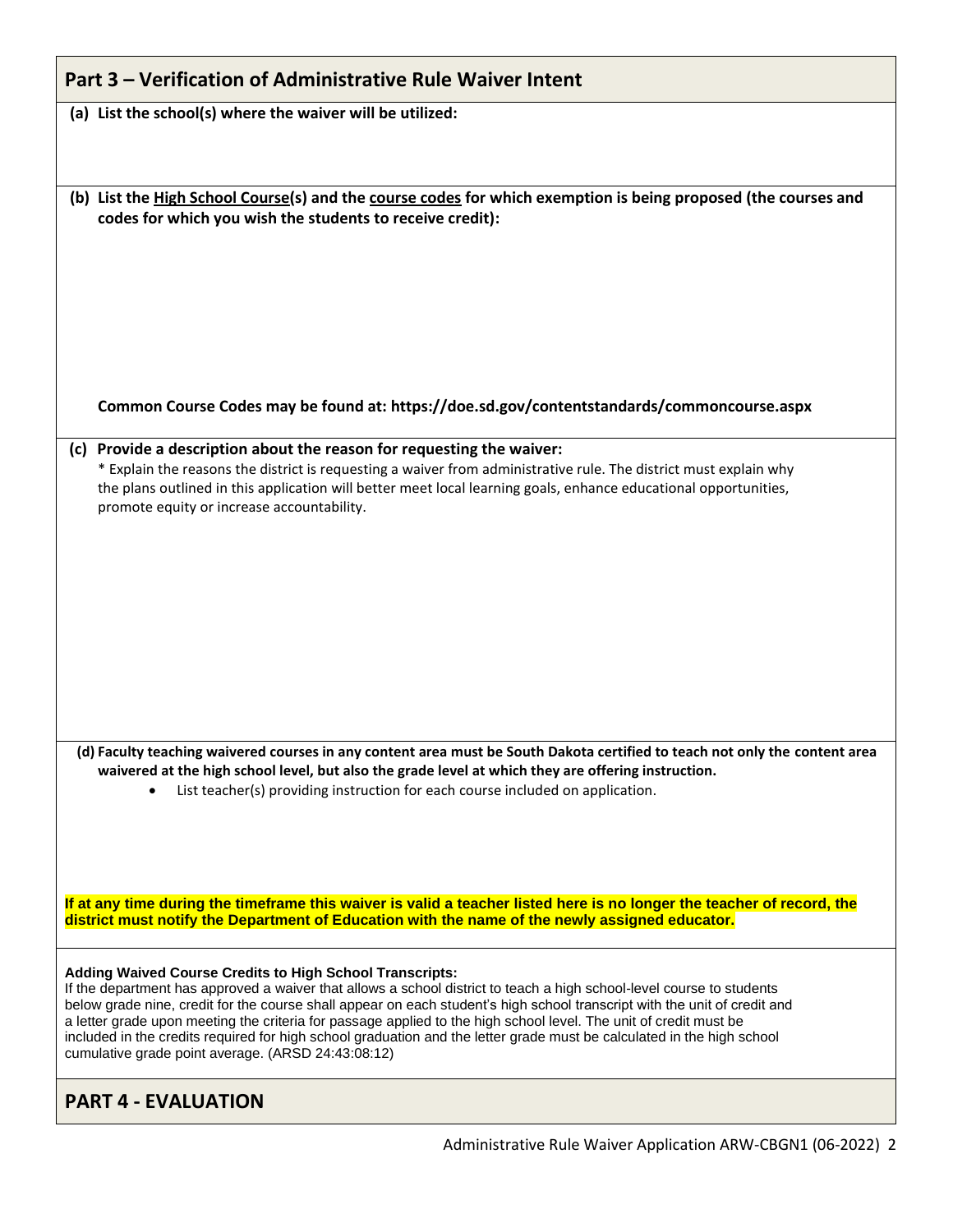## Part 3 – Verification of Administrative Rule Waiver Intent

**(a) List the school(s) where the waiver will be utilized:**

**(b) List the High School Course(s) and the course codes for which exemption is being proposed (the courses and codes for which you wish the students to receive credit):**

**Common Course Codes may be found at: https://doe.sd.gov/contentstandards/commoncourse.aspx**

**(c) Provide a description about the reason for requesting the waiver:**

\* Explain the reasons the district is requesting a waiver from administrative rule. The district must explain why the plans outlined in this application will better meet local learning goals, enhance educational opportunities, promote equity or increase accountability.

**(d) Faculty teaching waivered courses in any content area must be South Dakota certified to teach not only the content area waivered at the high school level, but also the grade level at which they are offering instruction.**

- List teacher(s) providing instruction for each course included on application.

**If at any time during the timeframe this waiver is valid a teacher listed here is no longer the teacher of record, the district must notify the Department of Education with the name of the newly assigned educator.**

**Adding Waived Course Credits to High School Transcripts:**

If the department has approved a waiver that allows a school district to teach a high school-level course to students below grade nine, credit for the course shall appear on each student's high school transcript with the unit of credit and a letter grade upon meeting the criteria for passage applied to the high school level. The unit of credit must be included in the credits required for high school graduation and the letter grade must be calculated in the high school cumulative grade point average. (ARSD 24:43:08:12)

## PART 4 - EVALUATION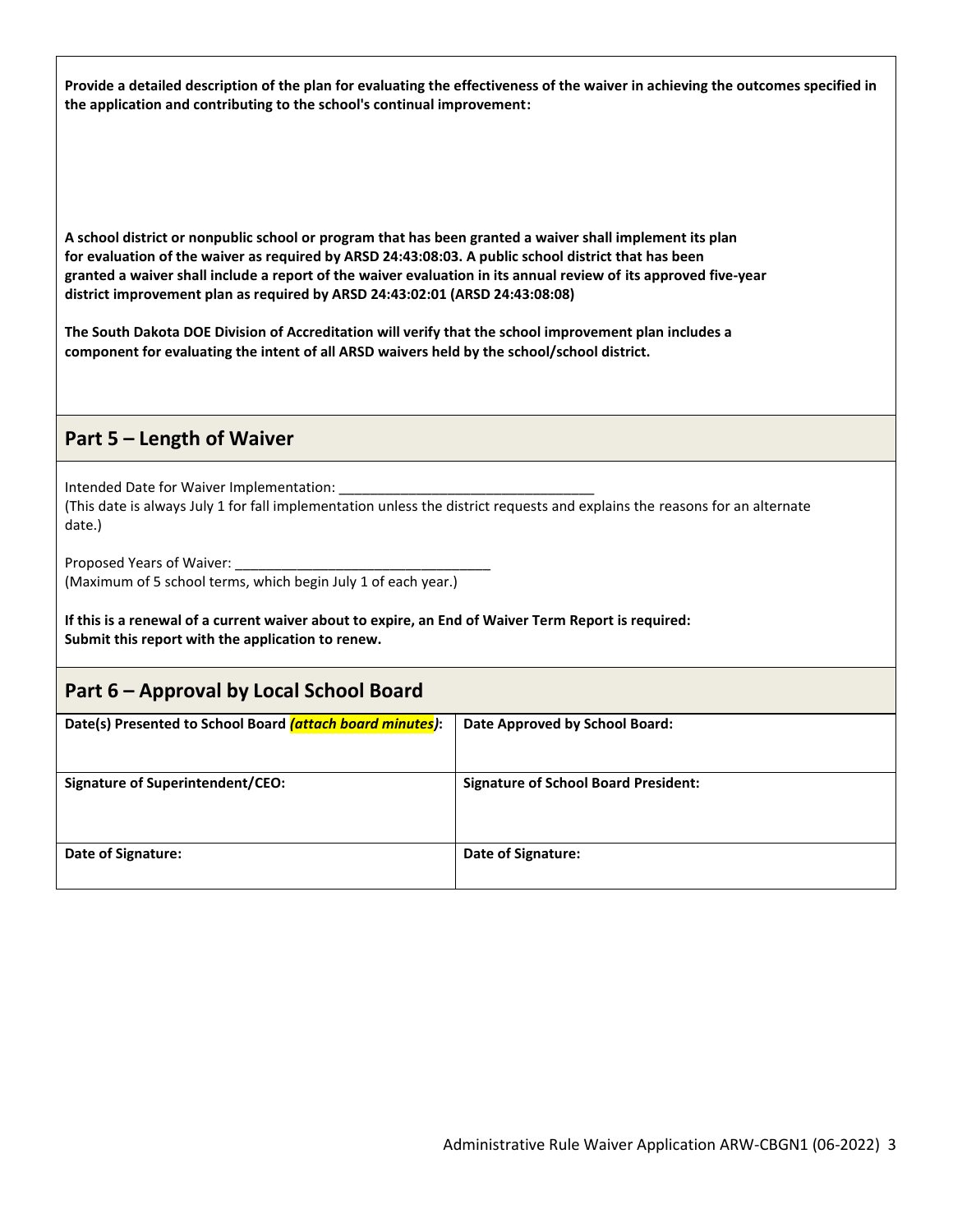**Provide a detailed description of the plan for evaluating the effectiveness of the waiver in achieving the outcomes specified in the application and contributing to the school's continual improvement:**

**A school district or nonpublic school or program that has been granted a waiver shall implement its plan for evaluation of the waiver as required by ARSD 24:43:08:03. A public school district that has been granted a waiver shall include a report of the waiver evaluation in its annual review of its approved five-year district improvement plan as required by ARSD 24:43:02:01 (ARSD 24:43:08:08)**

**The South Dakota DOE Division of Accreditation will verify that the school improvement plan includes a component for evaluating the intent of all ARSD waivers held by the school/school district.**

## Part 5 – Length of Waiver

Intended Date for Waiver Implementation: _________________________________
(This date is always July 1 for fall implementation unless the district requests and explains the reasons for an alternate date.)

Proposed Years of Waiver: _________________________________
(Maximum of 5 school terms, which begin July 1 of each year.)

**If this is a renewal of a current waiver about to expire, an End of Waiver Term Report is required: Submit this report with the application to renew.**

## Part 6 – Approval by Local School Board

| **Date(s) Presented to School Board *(attach board minutes)*:** | **Date Approved by School Board:** |
|---|---|
| **Signature of Superintendent/CEO:** | **Signature of School Board President:** |
| **Date of Signature:** | **Date of Signature:** |

Administrative Rule Waiver Application ARW-CBGN1 (06-2022)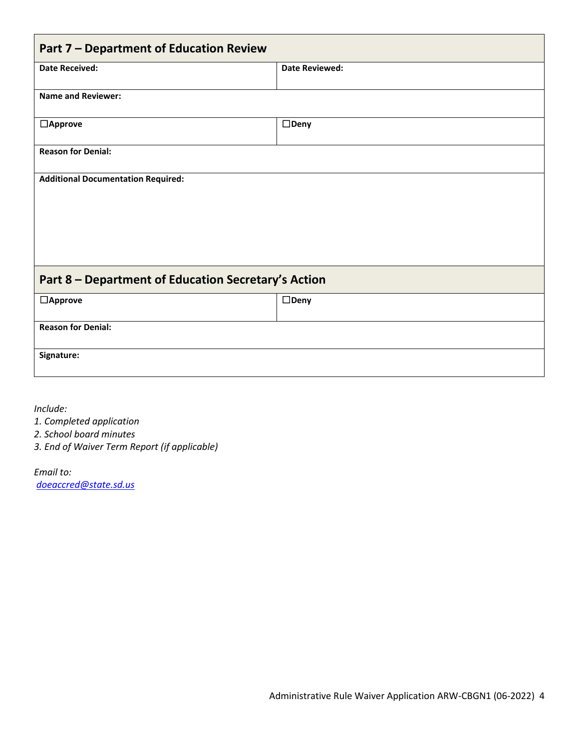## Part 7 – Department of Education Review

| | |
|---|---|
| **Date Received:** | **Date Reviewed:** |
| **Name and Reviewer:** | |
| ☐**Approve** | ☐**Deny** |
| **Reason for Denial:** | |
| **Additional Documentation Required:** | |

## Part 8 – Department of Education Secretary's Action

| | |
|---|---|
| ☐**Approve** | ☐**Deny** |
| **Reason for Denial:** | |
| **Signature:** | |

*Include:*
*1. Completed application*
*2. School board minutes*
*3. End of Waiver Term Report (if applicable)*

*Email to:*
[doeaccred@state.sd.us](mailto:doeaccred@state.sd.us)

Administrative Rule Waiver Application ARW-CBGN1 (06-2022)